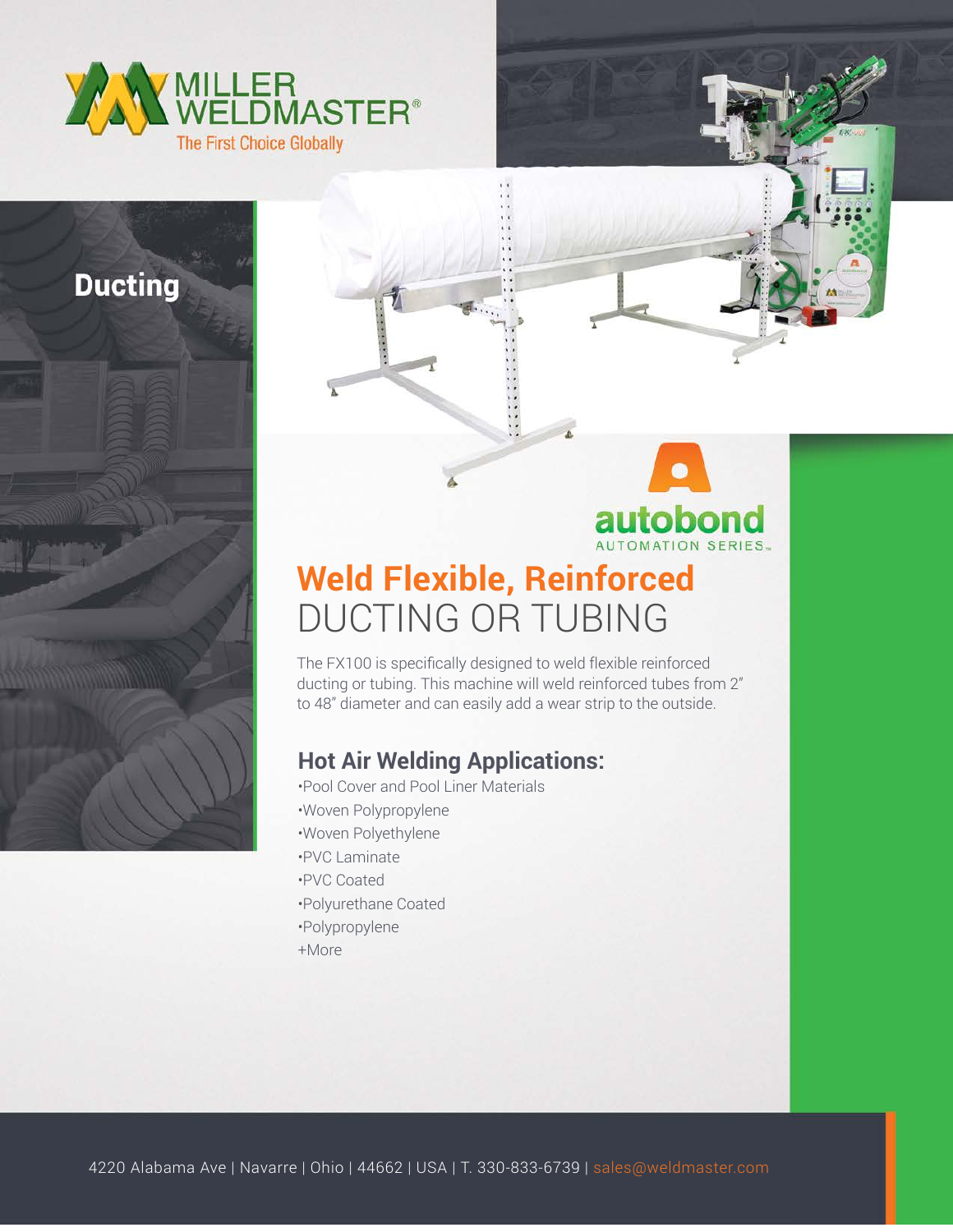MILLER WELDMASTER®

The First Choice Globally

## Ducting

autobond

AUTOMATION SERIES™

# Weld Flexible, Reinforced DUCTING OR TUBING

The FX100 is specifically designed to weld flexible reinforced ducting or tubing. This machine will weld reinforced tubes from 2" to 48" diameter and can easily add a wear strip to the outside.

## Hot Air Welding Applications:

•Pool Cover and Pool Liner Materials
•Woven Polypropylene
•Woven Polyethylene
•PVC Laminate
•PVC Coated
•Polyurethane Coated
•Polypropylene
+More

4220 Alabama Ave | Navarre | Ohio | 44662 | USA | T. 330-833-6739 | sales@weldmaster.com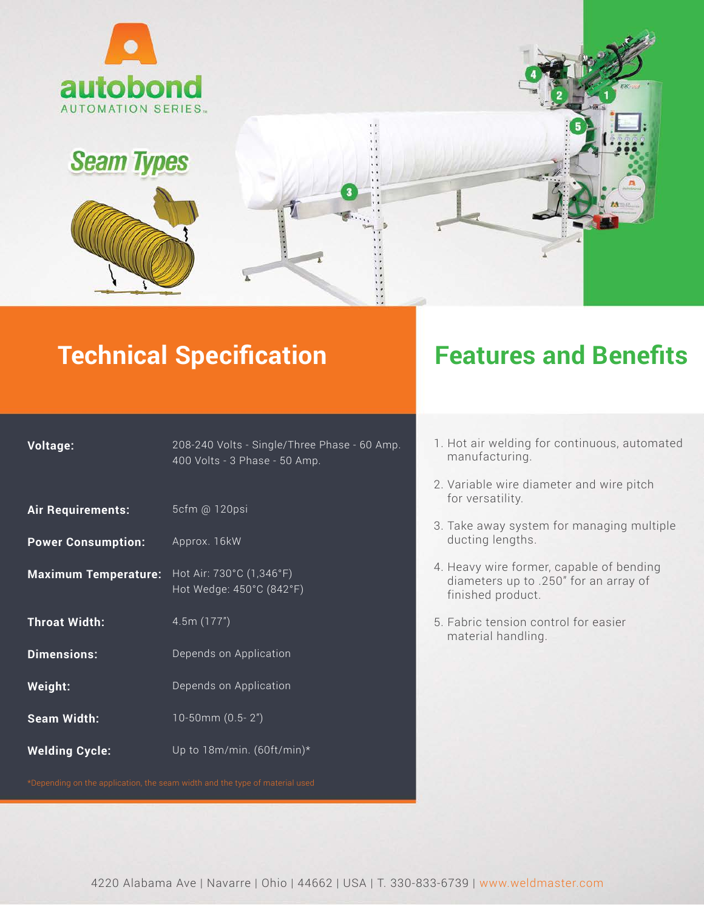autobond

AUTOMATION SERIES™

Seam Types

## Technical Specification

| | |
|---|---|
| **Voltage:** | 208-240 Volts - Single/Three Phase - 60 Amp. 400 Volts - 3 Phase - 50 Amp. |
| **Air Requirements:** | 5cfm @ 120psi |
| **Power Consumption:** | Approx. 16kW |
| **Maximum Temperature:** | Hot Air: 730°C (1,346°F) Hot Wedge: 450°C (842°F) |
| **Throat Width:** | 4.5m (177") |
| **Dimensions:** | Depends on Application |
| **Weight:** | Depends on Application |
| **Seam Width:** | 10-50mm (0.5- 2") |
| **Welding Cycle:** | Up to 18m/min. (60ft/min)* |

*Depending on the application, the seam width and the type of material used

## Features and Benefits

1. Hot air welding for continuous, automated manufacturing.
2. Variable wire diameter and wire pitch for versatility.
3. Take away system for managing multiple ducting lengths.
4. Heavy wire former, capable of bending diameters up to .250" for an array of finished product.
5. Fabric tension control for easier material handling.

4220 Alabama Ave | Navarre | Ohio | 44662 | USA | T. 330-833-6739 | www.weldmaster.com